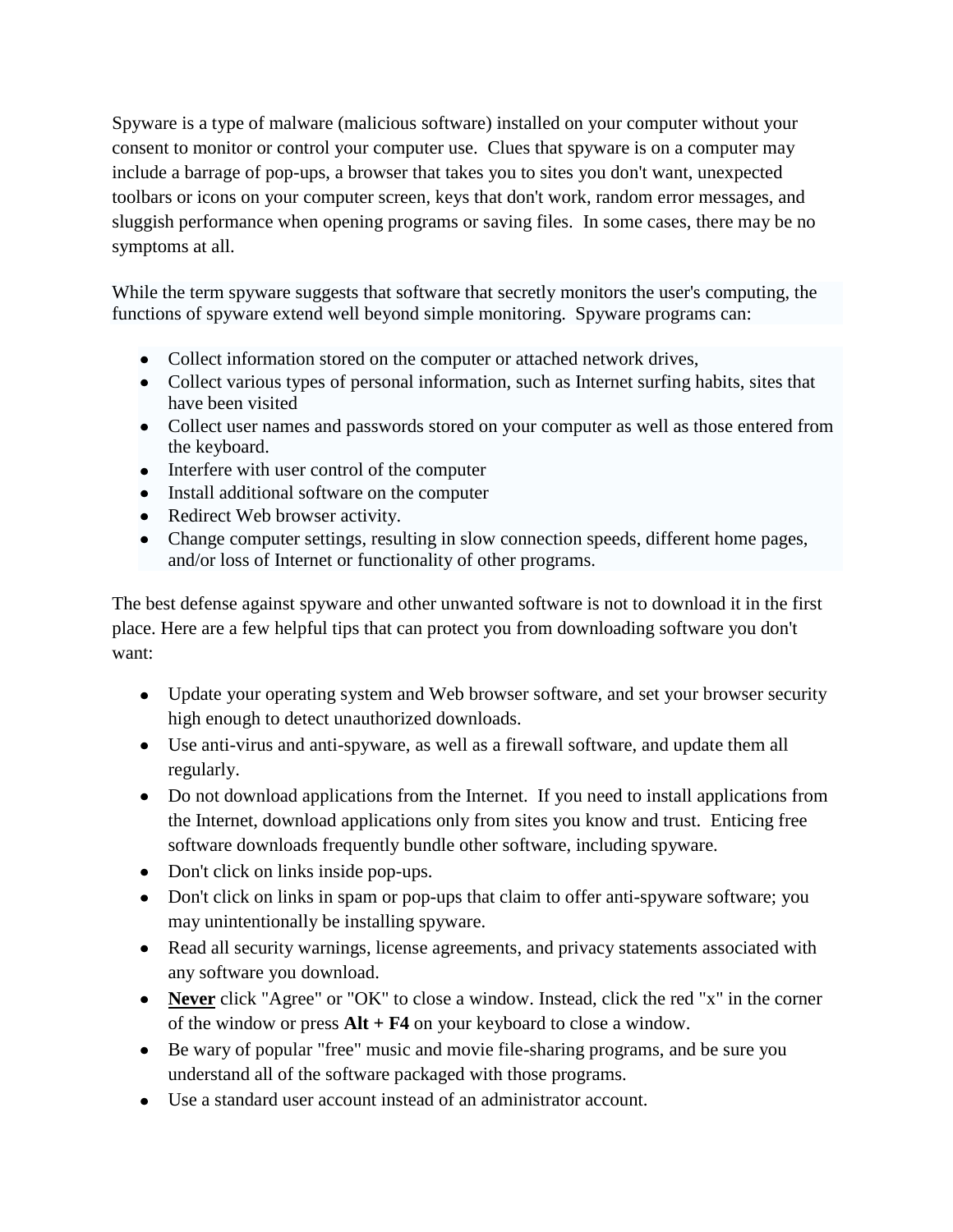Spyware is a type of malware (malicious software) installed on your computer without your consent to monitor or control your computer use. Clues that spyware is on a computer may include a barrage of pop-ups, a browser that takes you to sites you don't want, unexpected toolbars or icons on your computer screen, keys that don't work, random error messages, and sluggish performance when opening programs or saving files. In some cases, there may be no symptoms at all.

While the term spyware suggests that software that secretly monitors the user's computing, the functions of spyware extend well beyond simple monitoring. Spyware programs can:

- Collect information stored on the computer or attached network drives,
- Collect various types of personal information, such as Internet surfing habits, sites that have been visited
- Collect user names and passwords stored on your computer as well as those entered from the keyboard.
- Interfere with user control of the computer
- Install additional software on the computer
- Redirect Web browser activity.
- Change computer settings, resulting in slow connection speeds, different home pages, and/or loss of Internet or functionality of other programs.

The best defense against spyware and other unwanted software is not to download it in the first place. Here are a few helpful tips that can protect you from downloading software you don't want:

- Update your operating system and Web browser software, and set your browser security high enough to detect unauthorized downloads.
- Use anti-virus and anti-spyware, as well as a firewall software, and update them all regularly.
- Do not download applications from the Internet. If you need to install applications from the Internet, download applications only from sites you know and trust. Enticing free software downloads frequently bundle other software, including spyware.
- Don't click on links inside pop-ups.
- Don't click on links in spam or pop-ups that claim to offer anti-spyware software; you may unintentionally be installing spyware.
- Read all security warnings, license agreements, and privacy statements associated with any software you download.
- <u>**Never**</u> click "Agree" or "OK" to close a window. Instead, click the red "x" in the corner of the window or press **Alt + F4** on your keyboard to close a window.
- Be wary of popular "free" music and movie file-sharing programs, and be sure you understand all of the software packaged with those programs.
- Use a standard user account instead of an administrator account.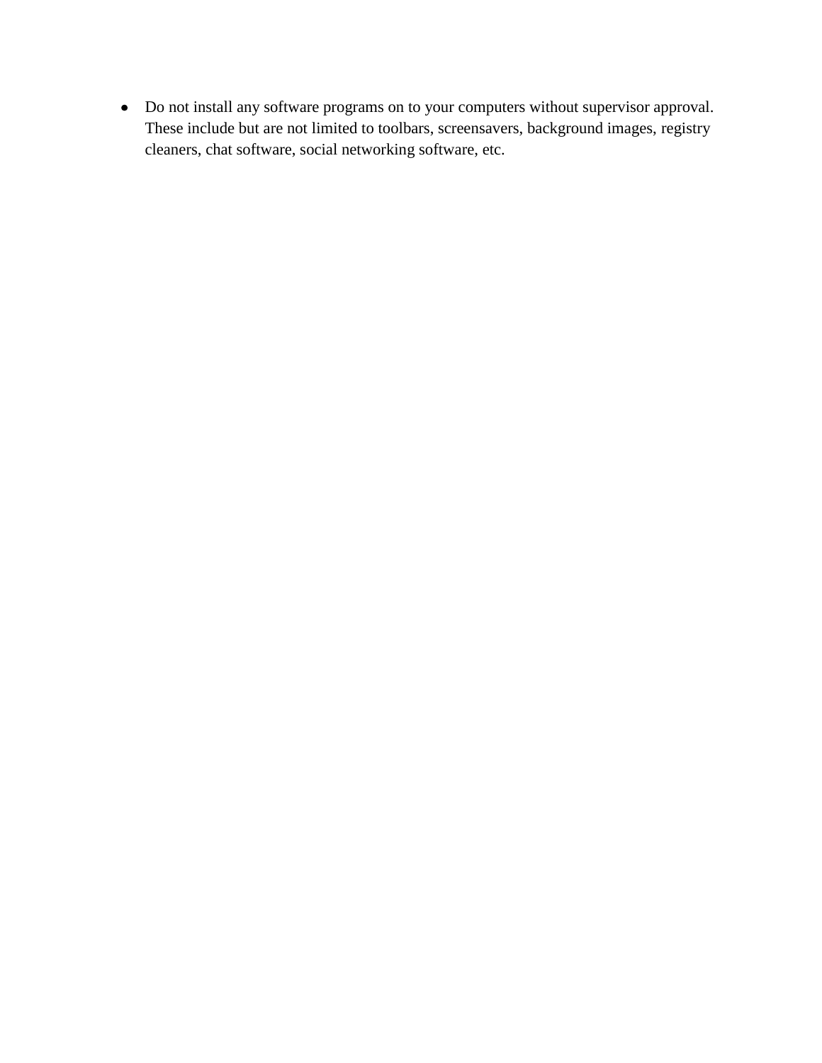- Do not install any software programs on to your computers without supervisor approval. These include but are not limited to toolbars, screensavers, background images, registry cleaners, chat software, social networking software, etc.